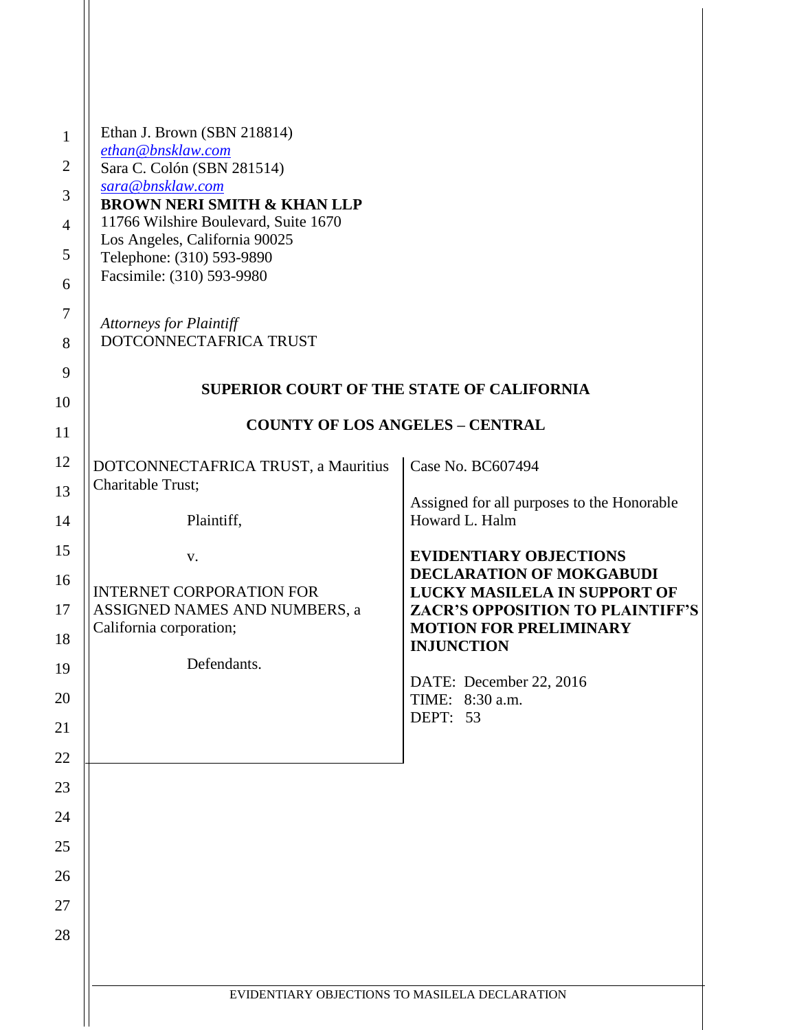Ethan J. Brown (SBN 218814)
ethan@bnsklaw.com
Sara C. Colón (SBN 281514)
sara@bnsklaw.com
**BROWN NERI SMITH & KHAN LLP**
11766 Wilshire Boulevard, Suite 1670
Los Angeles, California 90025
Telephone: (310) 593-9890
Facsimile: (310) 593-9980

*Attorneys for Plaintiff*
DOTCONNECTAFRICA TRUST

**SUPERIOR COURT OF THE STATE OF CALIFORNIA**

**COUNTY OF LOS ANGELES – CENTRAL**

| | |
|---|---|
| DOTCONNECTAFRICA TRUST, a Mauritius Charitable Trust;<br><br>Plaintiff,<br><br>v.<br><br>INTERNET CORPORATION FOR ASSIGNED NAMES AND NUMBERS, a California corporation;<br><br>Defendants. | Case No. BC607494<br><br>Assigned for all purposes to the Honorable Howard L. Halm<br><br>**EVIDENTIARY OBJECTIONS DECLARATION OF MOKGABUDI LUCKY MASILELA IN SUPPORT OF ZACR'S OPPOSITION TO PLAINTIFF'S MOTION FOR PRELIMINARY INJUNCTION**<br><br>DATE: December 22, 2016<br>TIME: 8:30 a.m.<br>DEPT: 53 |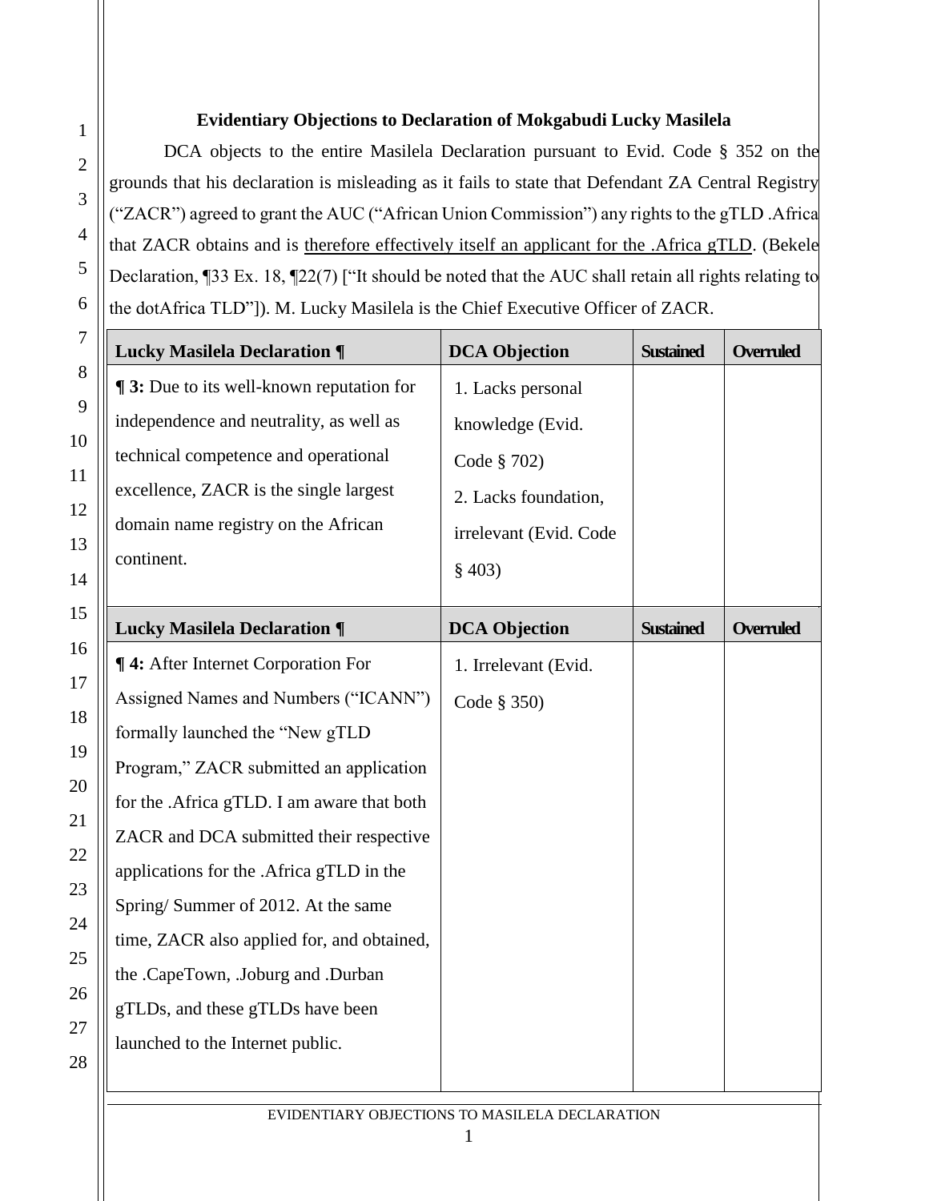### Evidentiary Objections to Declaration of Mokgabudi Lucky Masilela

DCA objects to the entire Masilela Declaration pursuant to Evid. Code § 352 on the grounds that his declaration is misleading as it fails to state that Defendant ZA Central Registry ("ZACR") agreed to grant the AUC ("African Union Commission") any rights to the gTLD .Africa that ZACR obtains and is <u>therefore effectively itself an applicant for the .Africa gTLD</u>. (Bekele Declaration, ¶33 Ex. 18, ¶22(7) ["It should be noted that the AUC shall retain all rights relating to the dotAfrica TLD"]). M. Lucky Masilela is the Chief Executive Officer of ZACR.

| Lucky Masilela Declaration ¶ | DCA Objection | Sustained | Overruled |
|---|---|---|---|
| **¶ 3:** Due to its well-known reputation for independence and neutrality, as well as technical competence and operational excellence, ZACR is the single largest domain name registry on the African continent. | 1. Lacks personal knowledge (Evid. Code § 702)<br>2. Lacks foundation, irrelevant (Evid. Code § 403) | | |

| Lucky Masilela Declaration ¶ | DCA Objection | Sustained | Overruled |
|---|---|---|---|
| **¶ 4:** After Internet Corporation For Assigned Names and Numbers ("ICANN") formally launched the "New gTLD Program," ZACR submitted an application for the .Africa gTLD. I am aware that both ZACR and DCA submitted their respective applications for the .Africa gTLD in the Spring/ Summer of 2012. At the same time, ZACR also applied for, and obtained, the .CapeTown, .Joburg and .Durban gTLDs, and these gTLDs have been launched to the Internet public. | 1. Irrelevant (Evid. Code § 350) | | |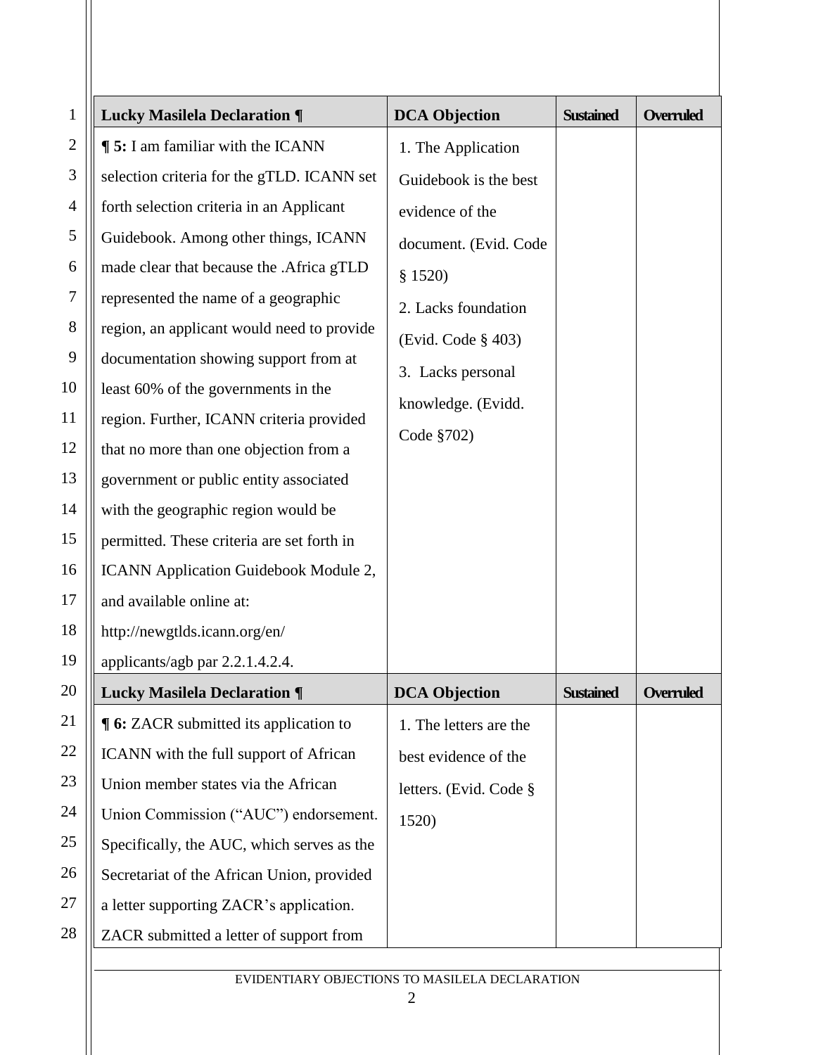| Lucky Masilela Declaration ¶ | DCA Objection | Sustained | Overruled |
|---|---|---|---|
| **¶ 5:** I am familiar with the ICANN selection criteria for the gTLD. ICANN set forth selection criteria in an Applicant Guidebook. Among other things, ICANN made clear that because the .Africa gTLD represented the name of a geographic region, an applicant would need to provide documentation showing support from at least 60% of the governments in the region. Further, ICANN criteria provided that no more than one objection from a government or public entity associated with the geographic region would be permitted. These criteria are set forth in ICANN Application Guidebook Module 2, and available online at: http://newgtlds.icann.org/en/applicants/agb par 2.2.1.4.2.4. | 1. The Application Guidebook is the best evidence of the document. (Evid. Code § 1520) 2. Lacks foundation (Evid. Code § 403) 3. Lacks personal knowledge. (Evidd. Code §702) | | |

| Lucky Masilela Declaration ¶ | DCA Objection | Sustained | Overruled |
|---|---|---|---|
| **¶ 6:** ZACR submitted its application to ICANN with the full support of African Union member states via the African Union Commission ("AUC") endorsement. Specifically, the AUC, which serves as the Secretariat of the African Union, provided a letter supporting ZACR's application. ZACR submitted a letter of support from | 1. The letters are the best evidence of the letters. (Evid. Code § 1520) | | |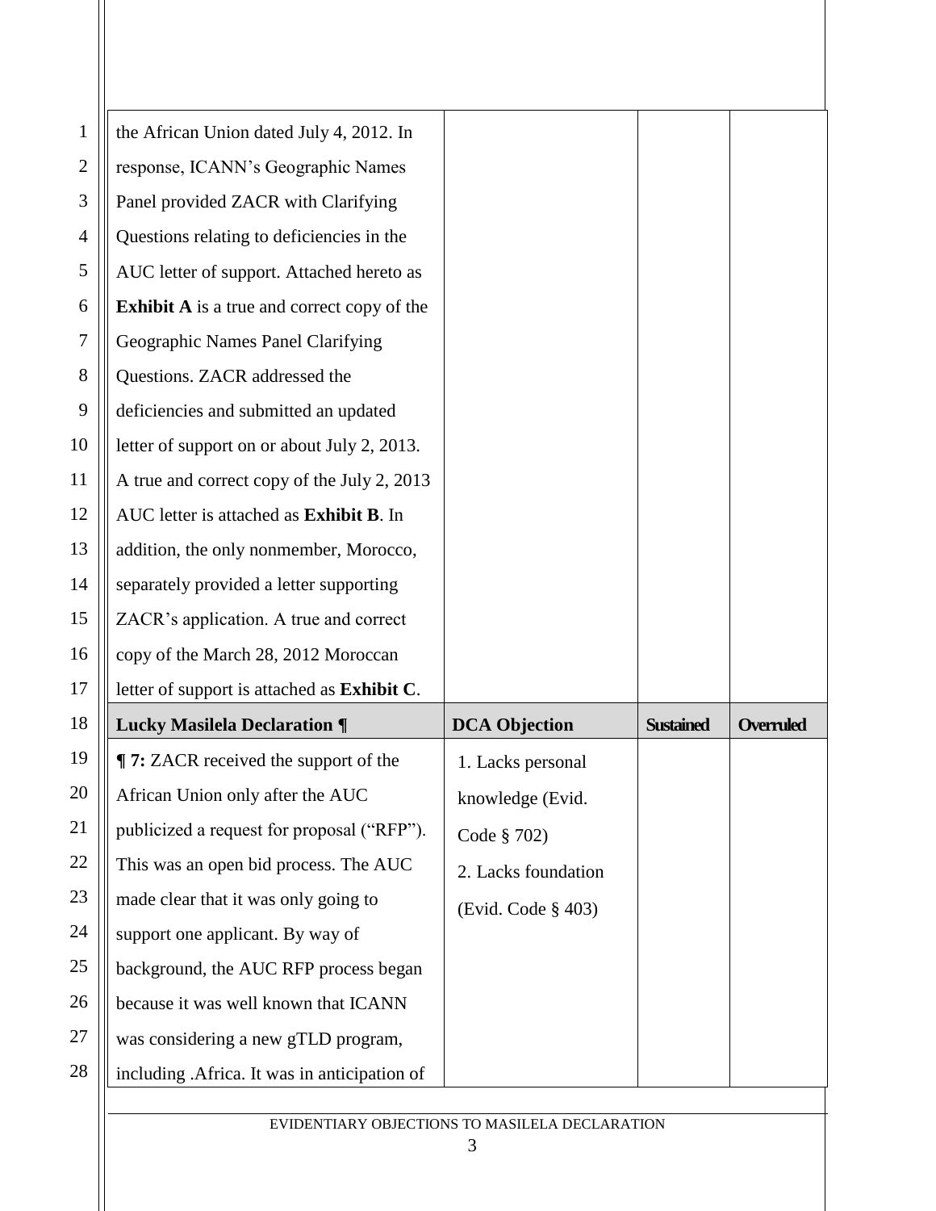| | | | |
|---|---|---|---|
| the African Union dated July 4, 2012. In response, ICANN's Geographic Names Panel provided ZACR with Clarifying Questions relating to deficiencies in the AUC letter of support. Attached hereto as **Exhibit A** is a true and correct copy of the Geographic Names Panel Clarifying Questions. ZACR addressed the deficiencies and submitted an updated letter of support on or about July 2, 2013. A true and correct copy of the July 2, 2013 AUC letter is attached as **Exhibit B**. In addition, the only nonmember, Morocco, separately provided a letter supporting ZACR's application. A true and correct copy of the March 28, 2012 Moroccan letter of support is attached as **Exhibit C**. | | | |
| **Lucky Masilela Declaration ¶** | **DCA Objection** | **Sustained** | **Overruled** |
| **¶ 7:** ZACR received the support of the African Union only after the AUC publicized a request for proposal ("RFP"). This was an open bid process. The AUC made clear that it was only going to support one applicant. By way of background, the AUC RFP process began because it was well known that ICANN was considering a new gTLD program, including .Africa. It was in anticipation of | 1. Lacks personal knowledge (Evid. Code § 702)<br>2. Lacks foundation (Evid. Code § 403) | | |

EVIDENTIARY OBJECTIONS TO MASILELA DECLARATION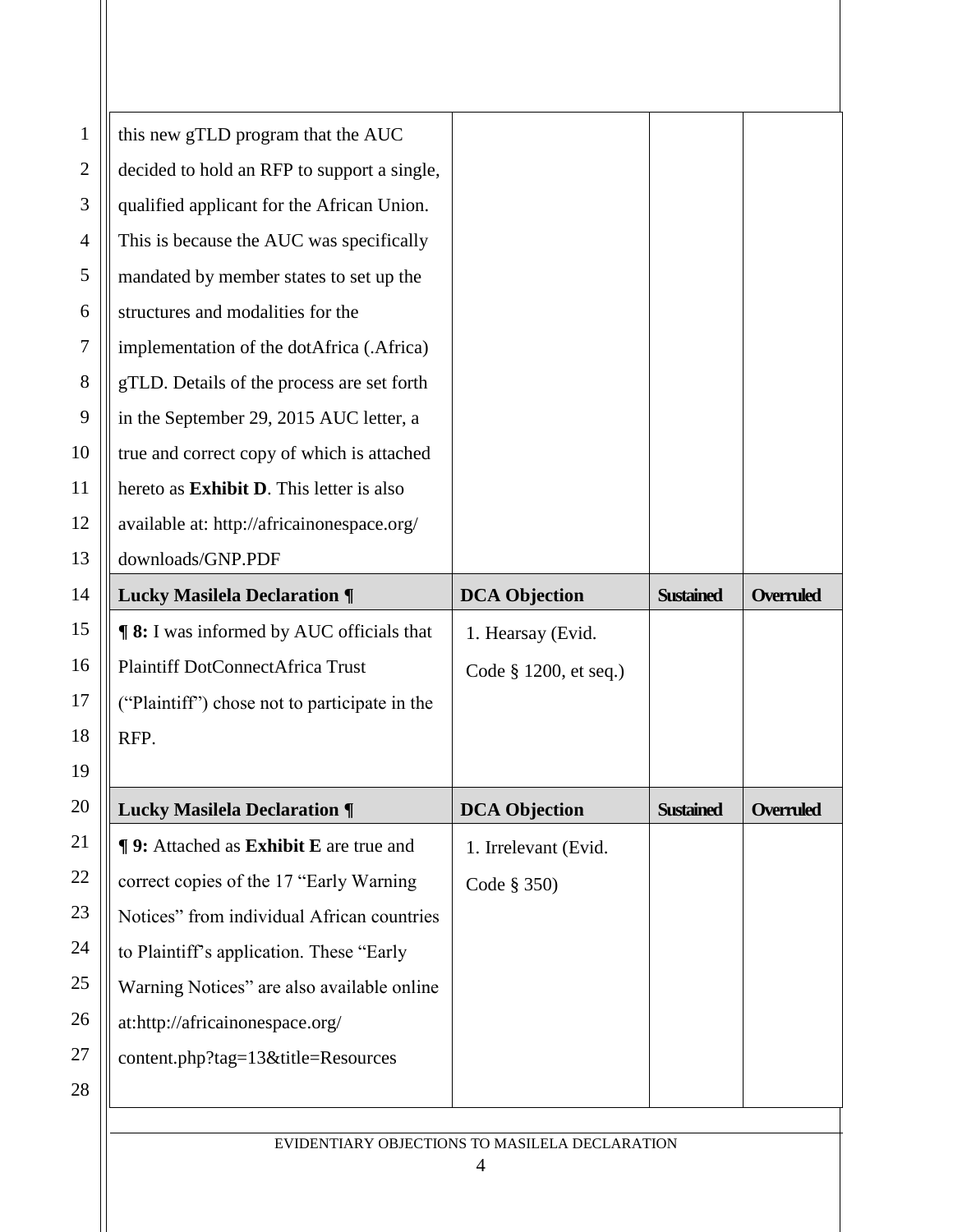| this new gTLD program that the AUC decided to hold an RFP to support a single, qualified applicant for the African Union. This is because the AUC was specifically mandated by member states to set up the structures and modalities for the implementation of the dotAfrica (.Africa) gTLD. Details of the process are set forth in the September 29, 2015 AUC letter, a true and correct copy of which is attached hereto as **Exhibit D**. This letter is also available at: http://africainonespace.org/downloads/GNP.PDF | | | |
|---|---|---|---|
| **Lucky Masilela Declaration ¶** | **DCA Objection** | **Sustained** | **Overruled** |
| **¶ 8:** I was informed by AUC officials that Plaintiff DotConnectAfrica Trust (“Plaintiff”) chose not to participate in the RFP. | 1. Hearsay (Evid. Code § 1200, et seq.) | | |
| **Lucky Masilela Declaration ¶** | **DCA Objection** | **Sustained** | **Overruled** |
| **¶ 9:** Attached as **Exhibit E** are true and correct copies of the 17 “Early Warning Notices” from individual African countries to Plaintiff’s application. These “Early Warning Notices” are also available online at:http://africainonespace.org/content.php?tag=13&title=Resources | 1. Irrelevant (Evid. Code § 350) | | |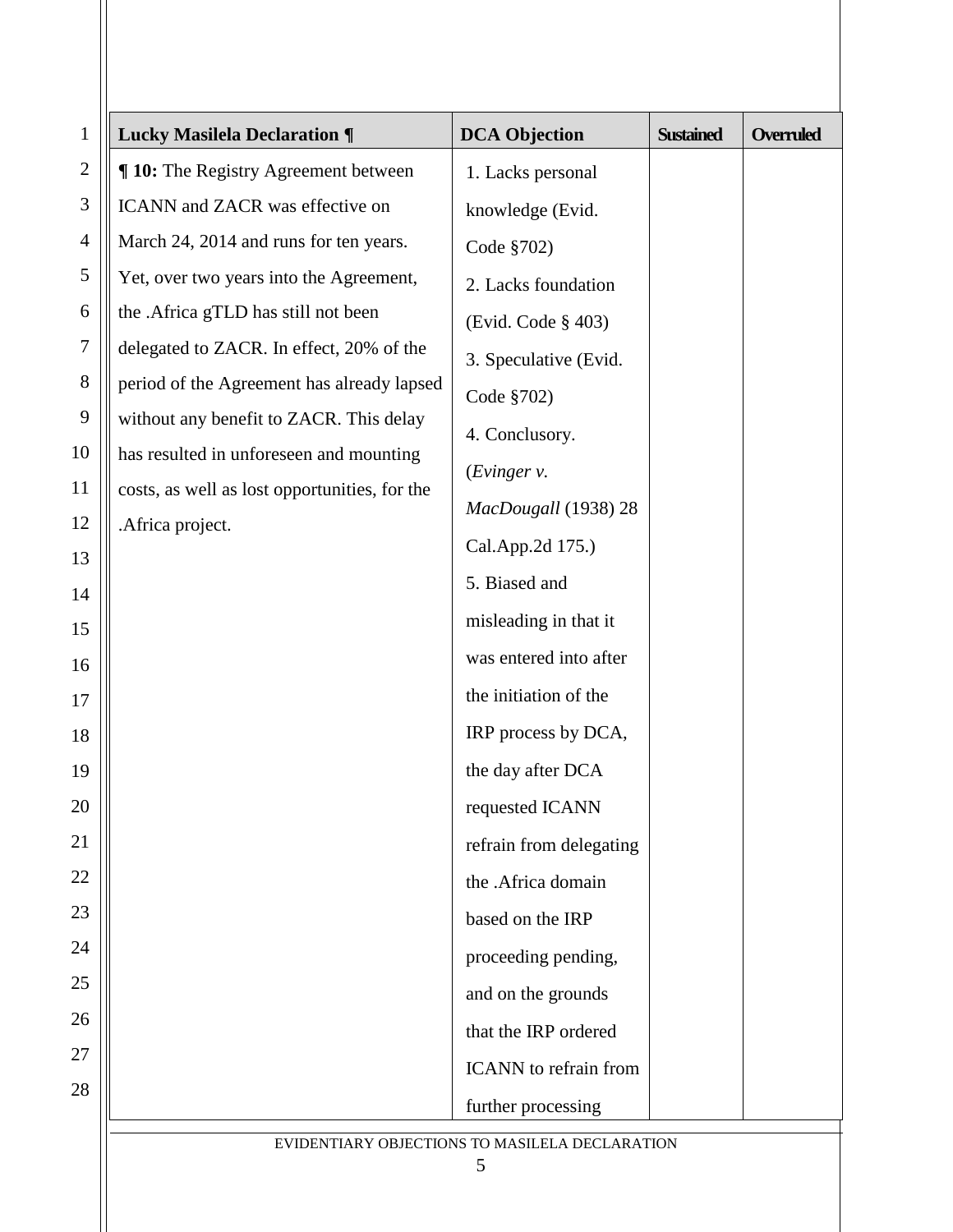| Lucky Masilela Declaration ¶ | DCA Objection | Sustained | Overruled |
|---|---|---|---|
| **¶ 10:** The Registry Agreement between ICANN and ZACR was effective on March 24, 2014 and runs for ten years. Yet, over two years into the Agreement, the .Africa gTLD has still not been delegated to ZACR. In effect, 20% of the period of the Agreement has already lapsed without any benefit to ZACR. This delay has resulted in unforeseen and mounting costs, as well as lost opportunities, for the .Africa project. | 1. Lacks personal knowledge (Evid. Code §702)<br>2. Lacks foundation (Evid. Code § 403)<br>3. Speculative (Evid. Code §702)<br>4. Conclusory. (*Evinger v. MacDougall* (1938) 28 Cal.App.2d 175.)<br>5. Biased and misleading in that it was entered into after the initiation of the IRP process by DCA, the day after DCA requested ICANN refrain from delegating the .Africa domain based on the IRP proceeding pending, and on the grounds that the IRP ordered ICANN to refrain from further processing | | |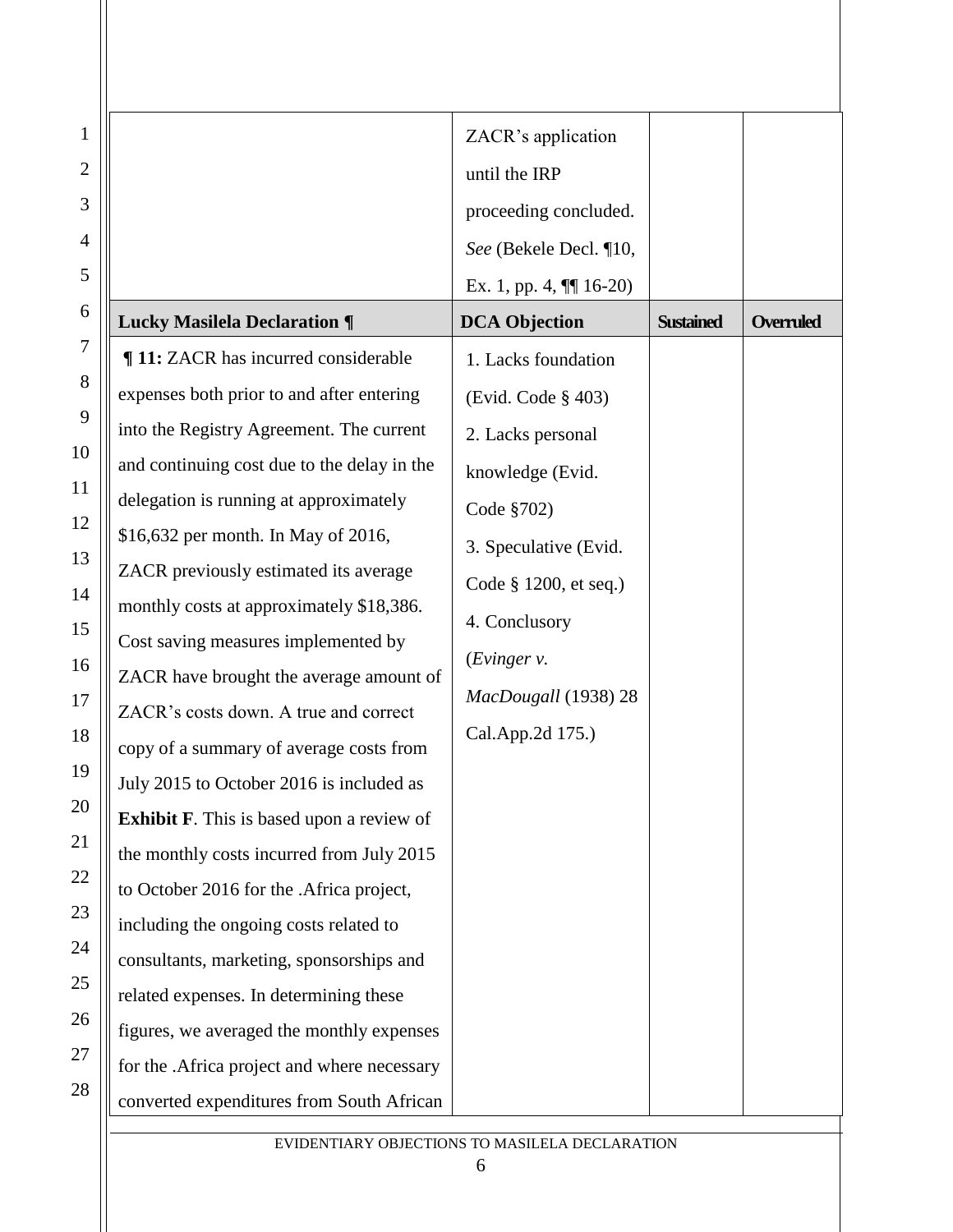| | ZACR's application until the IRP proceeding concluded. *See* (Bekele Decl. ¶10, Ex. 1, pp. 4, ¶¶ 16-20) | | |
|---|---|---|---|
| **Lucky Masilela Declaration ¶** | **DCA Objection** | **Sustained** | **Overruled** |
| **¶ 11:** ZACR has incurred considerable expenses both prior to and after entering into the Registry Agreement. The current and continuing cost due to the delay in the delegation is running at approximately $16,632 per month. In May of 2016, ZACR previously estimated its average monthly costs at approximately $18,386. Cost saving measures implemented by ZACR have brought the average amount of ZACR's costs down. A true and correct copy of a summary of average costs from July 2015 to October 2016 is included as **Exhibit F**. This is based upon a review of the monthly costs incurred from July 2015 to October 2016 for the .Africa project, including the ongoing costs related to consultants, marketing, sponsorships and related expenses. In determining these figures, we averaged the monthly expenses for the .Africa project and where necessary converted expenditures from South African | 1. Lacks foundation (Evid. Code § 403)<br>2. Lacks personal knowledge (Evid. Code §702)<br>3. Speculative (Evid. Code § 1200, et seq.)<br>4. Conclusory (*Evinger v. MacDougall* (1938) 28 Cal.App.2d 175.) | | |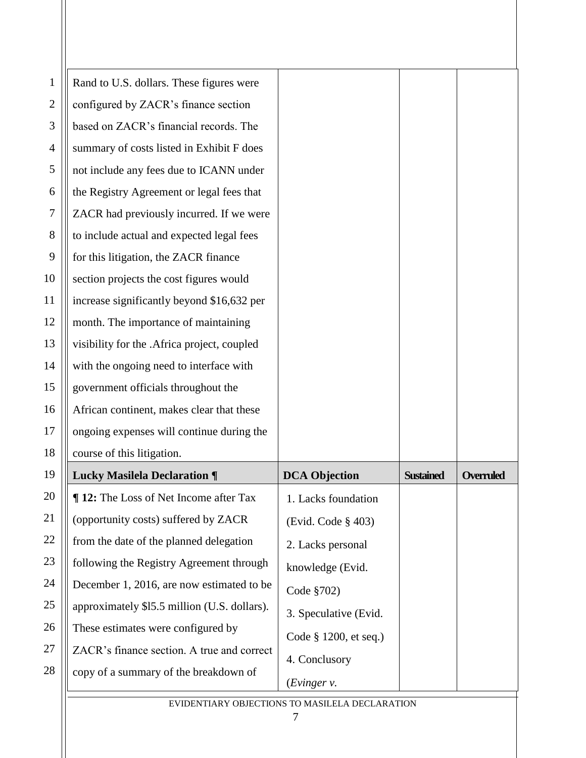| | | | |
|---|---|---|---|
| Rand to U.S. dollars. These figures were configured by ZACR's finance section based on ZACR's financial records. The summary of costs listed in Exhibit F does not include any fees due to ICANN under the Registry Agreement or legal fees that ZACR had previously incurred. If we were to include actual and expected legal fees for this litigation, the ZACR finance section projects the cost figures would increase significantly beyond $16,632 per month. The importance of maintaining visibility for the .Africa project, coupled with the ongoing need to interface with government officials throughout the African continent, makes clear that these ongoing expenses will continue during the course of this litigation. | | | |
| **Lucky Masilela Declaration ¶** | **DCA Objection** | **Sustained** | **Overruled** |
| **¶ 12:** The Loss of Net Income after Tax (opportunity costs) suffered by ZACR from the date of the planned delegation following the Registry Agreement through December 1, 2016, are now estimated to be approximately $l5.5 million (U.S. dollars). These estimates were configured by ZACR's finance section. A true and correct copy of a summary of the breakdown of | 1. Lacks foundation (Evid. Code § 403) 2. Lacks personal knowledge (Evid. Code §702) 3. Speculative (Evid. Code § 1200, et seq.) 4. Conclusory (*Evinger v.* | | |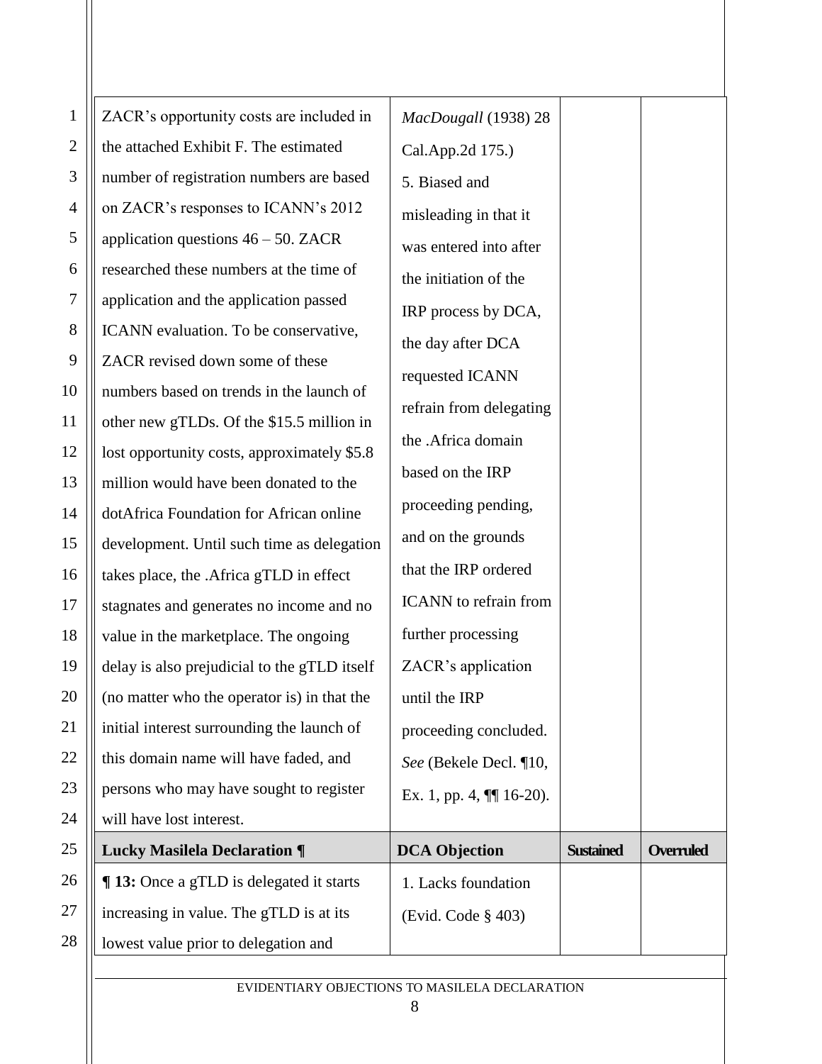| | | | |
|---|---|---|---|
| ZACR's opportunity costs are included in the attached Exhibit F. The estimated number of registration numbers are based on ZACR's responses to ICANN's 2012 application questions 46 – 50. ZACR researched these numbers at the time of application and the application passed ICANN evaluation. To be conservative, ZACR revised down some of these numbers based on trends in the launch of other new gTLDs. Of the $15.5 million in lost opportunity costs, approximately $5.8 million would have been donated to the dotAfrica Foundation for African online development. Until such time as delegation takes place, the .Africa gTLD in effect stagnates and generates no income and no value in the marketplace. The ongoing delay is also prejudicial to the gTLD itself (no matter who the operator is) in that the initial interest surrounding the launch of this domain name will have faded, and persons who may have sought to register will have lost interest. | *MacDougall* (1938) 28 Cal.App.2d 175.)<br>5. Biased and misleading in that it was entered into after the initiation of the IRP process by DCA, the day after DCA requested ICANN refrain from delegating the .Africa domain based on the IRP proceeding pending, and on the grounds that the IRP ordered ICANN to refrain from further processing ZACR's application until the IRP proceeding concluded. *See* (Bekele Decl. ¶10, Ex. 1, pp. 4, ¶¶ 16-20). | | |
| **Lucky Masilela Declaration ¶** | **DCA Objection** | **Sustained** | **Overruled** |
| **¶ 13:** Once a gTLD is delegated it starts increasing in value. The gTLD is at its lowest value prior to delegation and | 1. Lacks foundation (Evid. Code § 403) | | |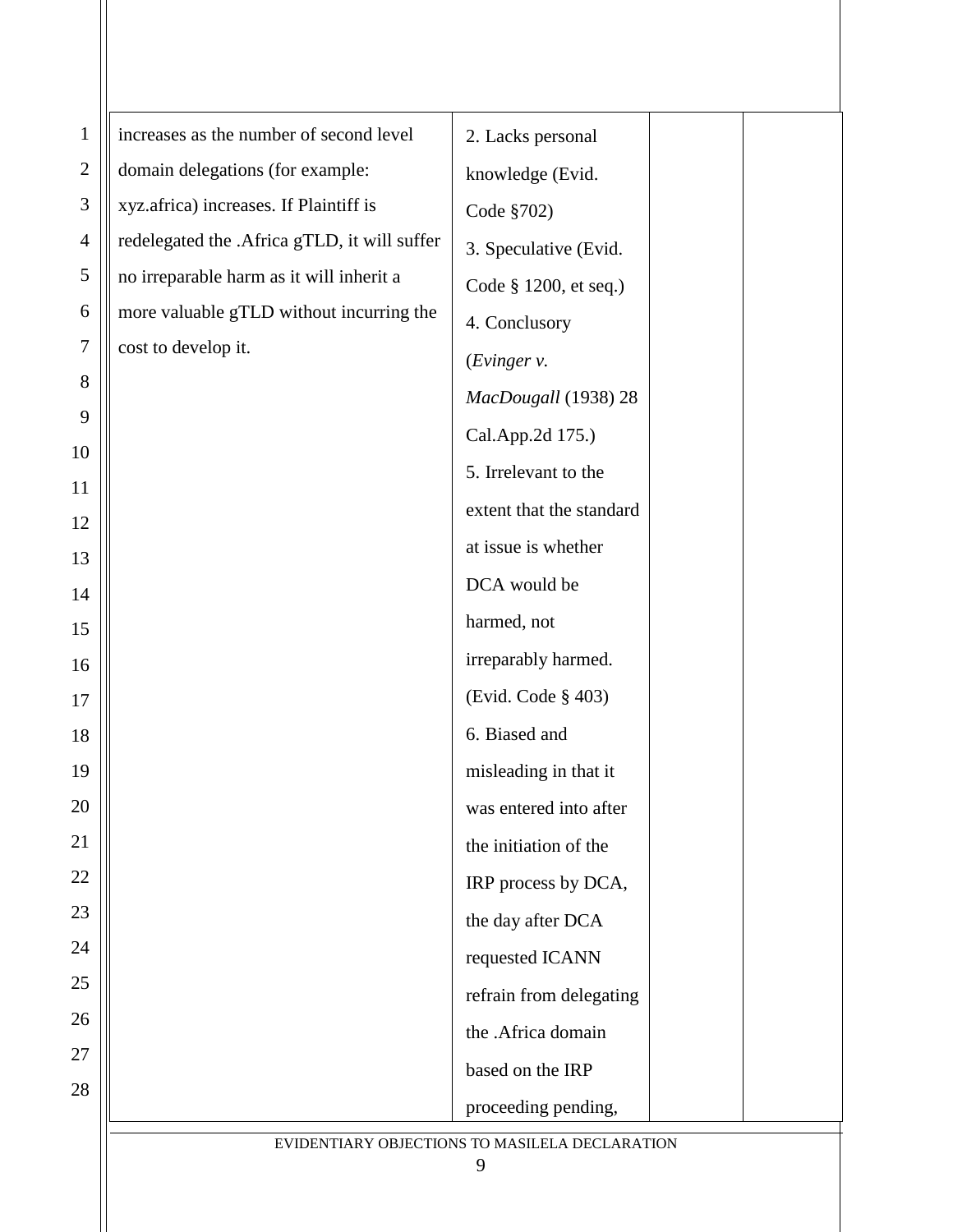| | | | |
|---|---|---|---|
| increases as the number of second level domain delegations (for example: xyz.africa) increases. If Plaintiff is redelegated the .Africa gTLD, it will suffer no irreparable harm as it will inherit a more valuable gTLD without incurring the cost to develop it. | 2. Lacks personal knowledge (Evid. Code §702)<br>3. Speculative (Evid. Code § 1200, et seq.)<br>4. Conclusory (*Evinger v. MacDougall* (1938) 28 Cal.App.2d 175.)<br>5. Irrelevant to the extent that the standard at issue is whether DCA would be harmed, not irreparably harmed. (Evid. Code § 403)<br>6. Biased and misleading in that it was entered into after the initiation of the IRP process by DCA, the day after DCA requested ICANN refrain from delegating the .Africa domain based on the IRP proceeding pending, | | |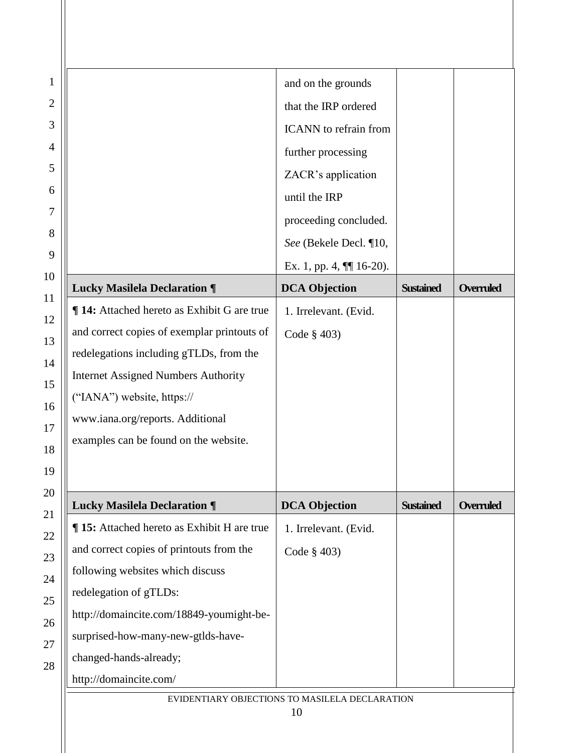| | and on the grounds that the IRP ordered ICANN to refrain from further processing ZACR's application until the IRP proceeding concluded. *See* (Bekele Decl. ¶10, Ex. 1, pp. 4, ¶¶ 16-20). | | |
|---|---|---|---|
| **Lucky Masilela Declaration ¶** | **DCA Objection** | **Sustained** | **Overruled** |
| **¶ 14:** Attached hereto as Exhibit G are true and correct copies of exemplar printouts of redelegations including gTLDs, from the Internet Assigned Numbers Authority ("IANA") website, https:// www.iana.org/reports. Additional examples can be found on the website. | 1. Irrelevant. (Evid. Code § 403) | | |
| **Lucky Masilela Declaration ¶** | **DCA Objection** | **Sustained** | **Overruled** |
| **¶ 15:** Attached hereto as Exhibit H are true and correct copies of printouts from the following websites which discuss redelegation of gTLDs: http://domaincite.com/18849-youmight-be-surprised-how-many-new-gtlds-have-changed-hands-already; http://domaincite.com/ | 1. Irrelevant. (Evid. Code § 403) | | |

EVIDENTIARY OBJECTIONS TO MASILELA DECLARATION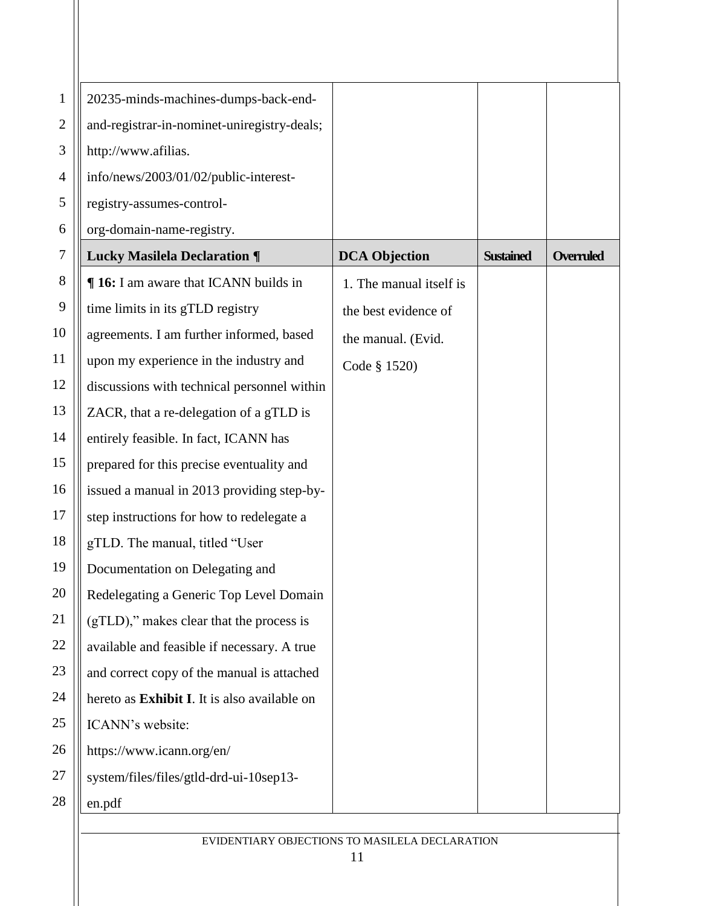| | | | |
|---|---|---|---|
| 20235-minds-machines-dumps-back-end-and-registrar-in-nominet-uniregistry-deals; http://www.afilias.info/news/2003/01/02/public-interest-registry-assumes-control-org-domain-name-registry. | | | |
| **Lucky Masilela Declaration ¶** | **DCA Objection** | **Sustained** | **Overruled** |
| **¶ 16:** I am aware that ICANN builds in time limits in its gTLD registry agreements. I am further informed, based upon my experience in the industry and discussions with technical personnel within ZACR, that a re-delegation of a gTLD is entirely feasible. In fact, ICANN has prepared for this precise eventuality and issued a manual in 2013 providing step-by-step instructions for how to redelegate a gTLD. The manual, titled "User Documentation on Delegating and Redelegating a Generic Top Level Domain (gTLD)," makes clear that the process is available and feasible if necessary. A true and correct copy of the manual is attached hereto as **Exhibit I**. It is also available on ICANN's website: https://www.icann.org/en/system/files/files/gtld-drd-ui-10sep13-en.pdf | 1. The manual itself is the best evidence of the manual. (Evid. Code § 1520) | | |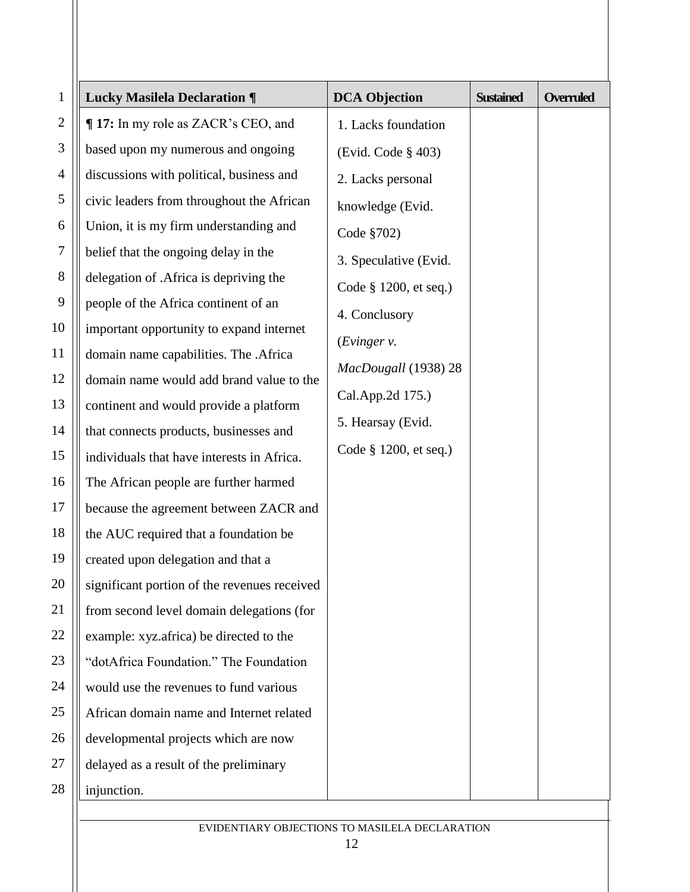| Lucky Masilela Declaration ¶ | DCA Objection | Sustained | Overruled |
| --- | --- | --- | --- |
| **¶ 17:** In my role as ZACR's CEO, and based upon my numerous and ongoing discussions with political, business and civic leaders from throughout the African Union, it is my firm understanding and belief that the ongoing delay in the delegation of .Africa is depriving the people of the Africa continent of an important opportunity to expand internet domain name capabilities. The .Africa domain name would add brand value to the continent and would provide a platform that connects products, businesses and individuals that have interests in Africa. The African people are further harmed because the agreement between ZACR and the AUC required that a foundation be created upon delegation and that a significant portion of the revenues received from second level domain delegations (for example: xyz.africa) be directed to the "dotAfrica Foundation." The Foundation would use the revenues to fund various African domain name and Internet related developmental projects which are now delayed as a result of the preliminary injunction. | 1. Lacks foundation (Evid. Code § 403)<br>2. Lacks personal knowledge (Evid. Code §702)<br>3. Speculative (Evid. Code § 1200, et seq.)<br>4. Conclusory (*Evinger v. MacDougall* (1938) 28 Cal.App.2d 175.)<br>5. Hearsay (Evid. Code § 1200, et seq.) | | |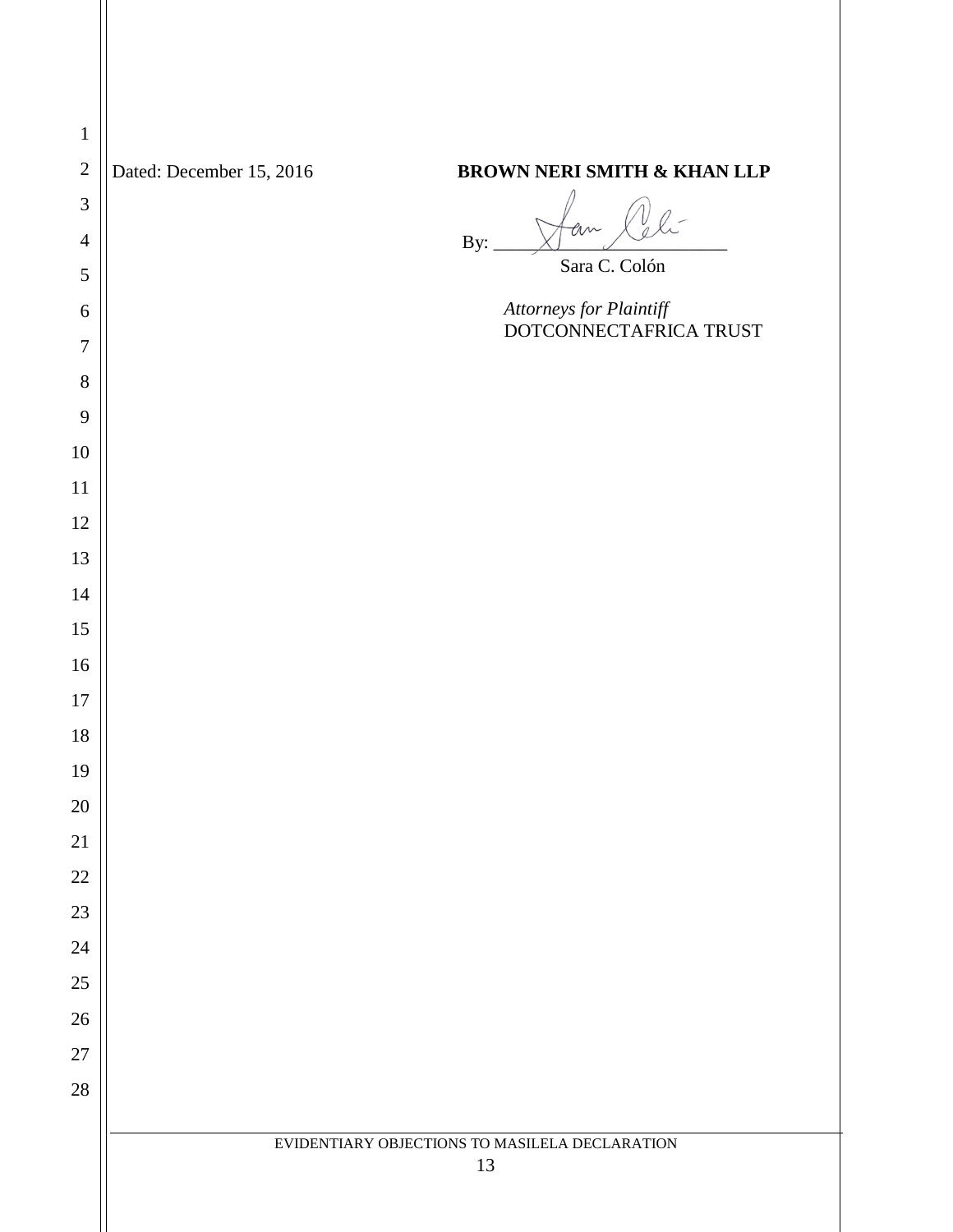Dated: December 15, 2016

**BROWN NERI SMITH & KHAN LLP**

By: ________________________
Sara C. Colón

*Attorneys for Plaintiff*
DOTCONNECTAFRICA TRUST